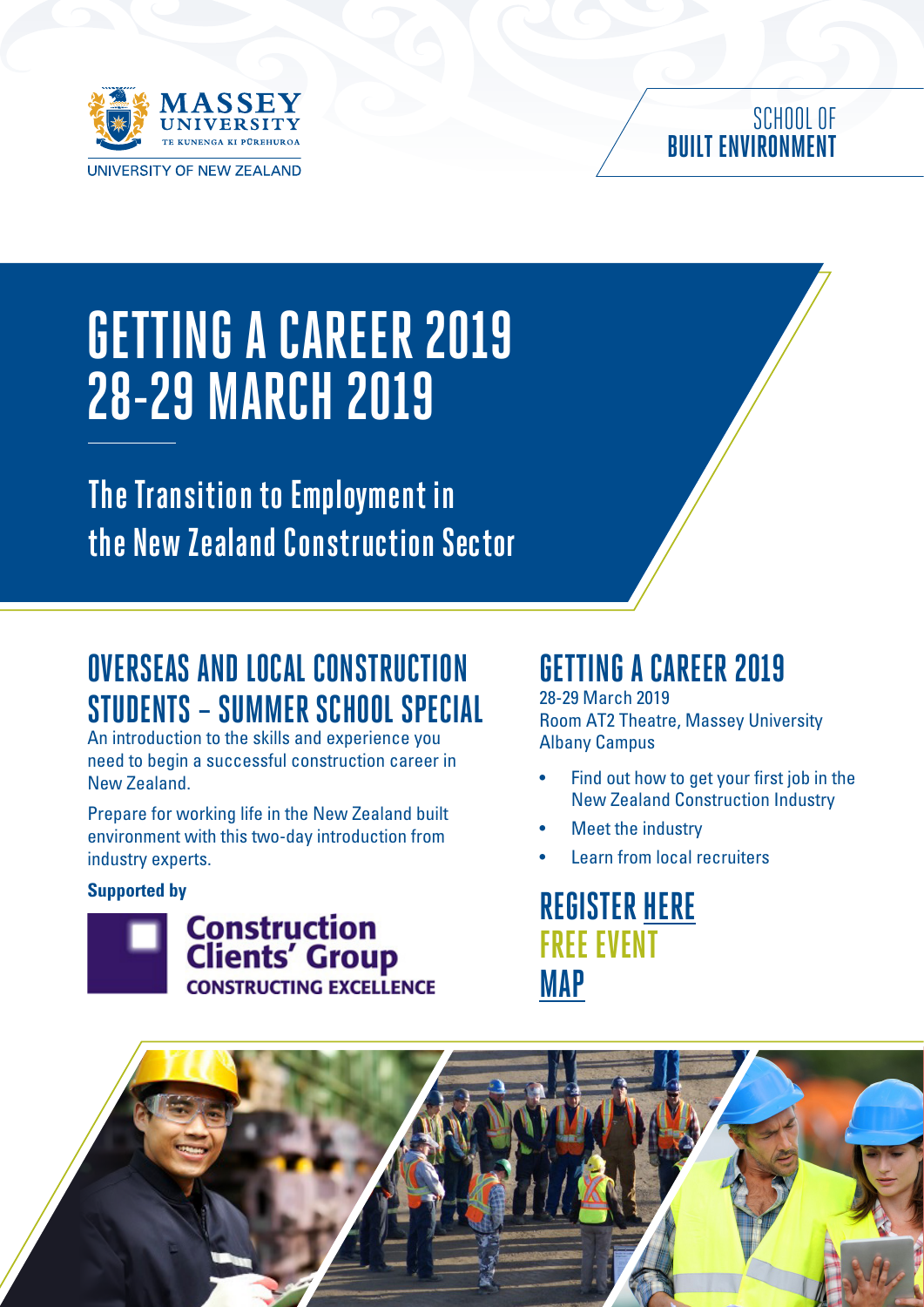MASSEY UNIVERSITY
TE KUNENGA KI PŪREHUROA
UNIVERSITY OF NEW ZEALAND

SCHOOL OF
**BUILT ENVIRONMENT**

# GETTING A CAREER 2019
# 28-29 MARCH 2019

## The Transition to Employment in the New Zealand Construction Sector

## OVERSEAS AND LOCAL CONSTRUCTION STUDENTS – SUMMER SCHOOL SPECIAL

An introduction to the skills and experience you need to begin a successful construction career in New Zealand.

Prepare for working life in the New Zealand built environment with this two-day introduction from industry experts.

**Supported by**

Construction Clients' Group
CONSTRUCTING EXCELLENCE

## GETTING A CAREER 2019

28-29 March 2019
Room AT2 Theatre, Massey University
Albany Campus

- Find out how to get your first job in the New Zealand Construction Industry
- Meet the industry
- Learn from local recruiters

## REGISTER HERE
## FREE EVENT
## MAP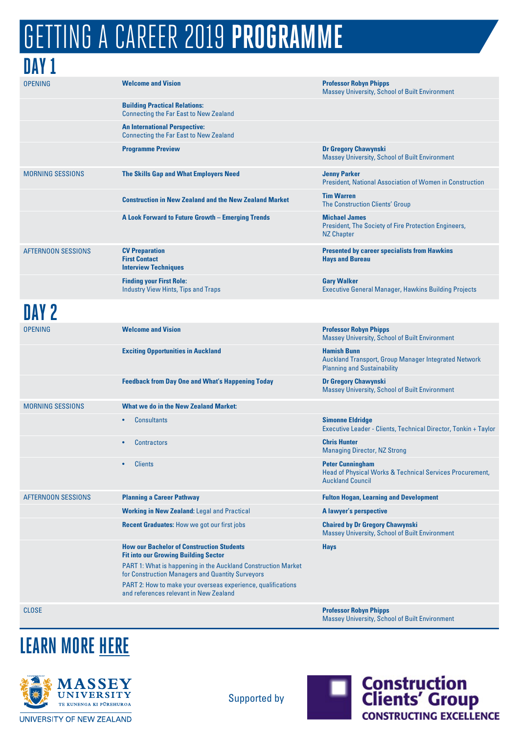# GETTING A CAREER 2019 **PROGRAMME**

## DAY 1

| | | |
|---|---|---|
| OPENING | **Welcome and Vision** | **Professor Robyn Phipps**<br>Massey University, School of Built Environment |
| | **Building Practical Relations:**<br>Connecting the Far East to New Zealand | |
| | **An International Perspective:**<br>Connecting the Far East to New Zealand | |
| | **Programme Preview** | **Dr Gregory Chawynski**<br>Massey University, School of Built Environment |
| MORNING SESSIONS | **The Skills Gap and What Employers Need** | **Jenny Parker**<br>President, National Association of Women in Construction |
| | **Construction in New Zealand and the New Zealand Market** | **Tim Warren**<br>The Construction Clients' Group |
| | **A Look Forward to Future Growth – Emerging Trends** | **Michael James**<br>President, The Society of Fire Protection Engineers, NZ Chapter |
| AFTERNOON SESSIONS | **CV Preparation**<br>**First Contact**<br>**Interview Techniques** | **Presented by career specialists from Hawkins Hays and Bureau** |
| | **Finding your First Role:**<br>Industry View Hints, Tips and Traps | **Gary Walker**<br>Executive General Manager, Hawkins Building Projects |

## DAY 2

| | | |
|---|---|---|
| OPENING | **Welcome and Vision** | **Professor Robyn Phipps**<br>Massey University, School of Built Environment |
| | **Exciting Opportunities in Auckland** | **Hamish Bunn**<br>Auckland Transport, Group Manager Integrated Network Planning and Sustainability |
| | **Feedback from Day One and What's Happening Today** | **Dr Gregory Chawynski**<br>Massey University, School of Built Environment |
| MORNING SESSIONS | **What we do in the New Zealand Market:** | |
| | • Consultants | **Simonne Eldridge**<br>Executive Leader - Clients, Technical Director, Tonkin + Taylor |
| | • Contractors | **Chris Hunter**<br>Managing Director, NZ Strong |
| | • Clients | **Peter Cunningham**<br>Head of Physical Works & Technical Services Procurement, Auckland Council |
| AFTERNOON SESSIONS | **Planning a Career Pathway** | **Fulton Hogan, Learning and Development** |
| | **Working in New Zealand:** Legal and Practical | **A lawyer's perspective** |
| | **Recent Graduates:** How we got our first jobs | **Chaired by Dr Gregory Chawynski**<br>Massey University, School of Built Environment |
| | **How our Bachelor of Construction Students Fit into our Growing Building Sector**<br>PART 1: What is happening in the Auckland Construction Market for Construction Managers and Quantity Surveyors<br>PART 2: How to make your overseas experience, qualifications and references relevant in New Zealand | **Hays** |
| CLOSE | | **Professor Robyn Phipps**<br>Massey University, School of Built Environment |

## LEARN MORE HERE

MASSEY UNIVERSITY
TE KUNENGA KI PŪREHUROA
UNIVERSITY OF NEW ZEALAND

Supported by

Construction Clients' Group
CONSTRUCTING EXCELLENCE